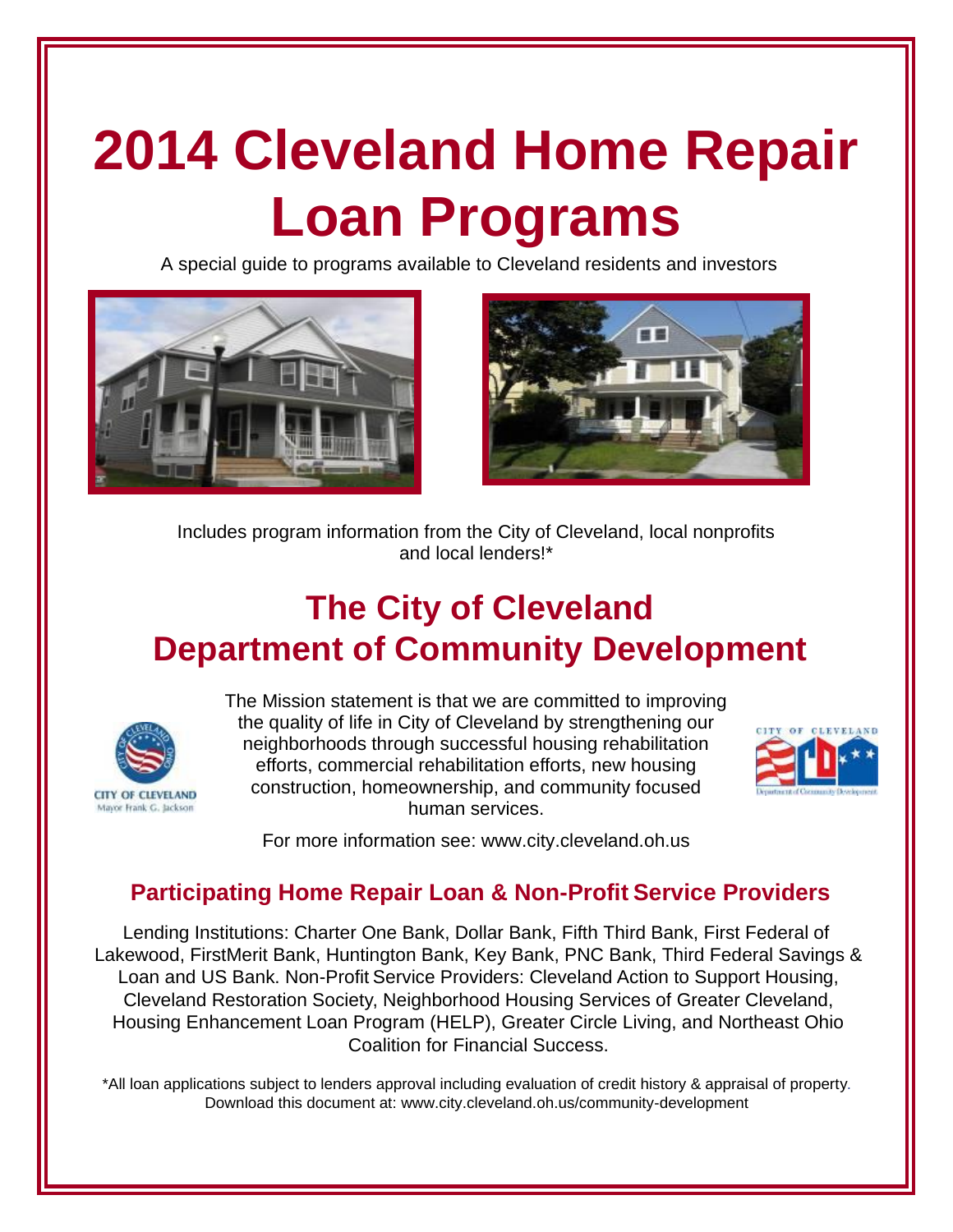# 2014 Cleveland Home Repair Loan Programs

A special guide to programs available to Cleveland residents and investors

Includes program information from the City of Cleveland, local nonprofits and local lenders!*

## The City of Cleveland Department of Community Development

CITY OF CLEVELAND
Mayor Frank G. Jackson

The Mission statement is that we are committed to improving the quality of life in City of Cleveland by strengthening our neighborhoods through successful housing rehabilitation efforts, commercial rehabilitation efforts, new housing construction, homeownership, and community focused human services.

CITY OF CLEVELAND
Department of Community Development

For more information see: www.city.cleveland.oh.us

### Participating Home Repair Loan & Non-Profit Service Providers

Lending Institutions: Charter One Bank, Dollar Bank, Fifth Third Bank, First Federal of Lakewood, FirstMerit Bank, Huntington Bank, Key Bank, PNC Bank, Third Federal Savings & Loan and US Bank. Non-Profit Service Providers: Cleveland Action to Support Housing, Cleveland Restoration Society, Neighborhood Housing Services of Greater Cleveland, Housing Enhancement Loan Program (HELP), Greater Circle Living, and Northeast Ohio Coalition for Financial Success.

*All loan applications subject to lenders approval including evaluation of credit history & appraisal of property.
Download this document at: www.city.cleveland.oh.us/community-development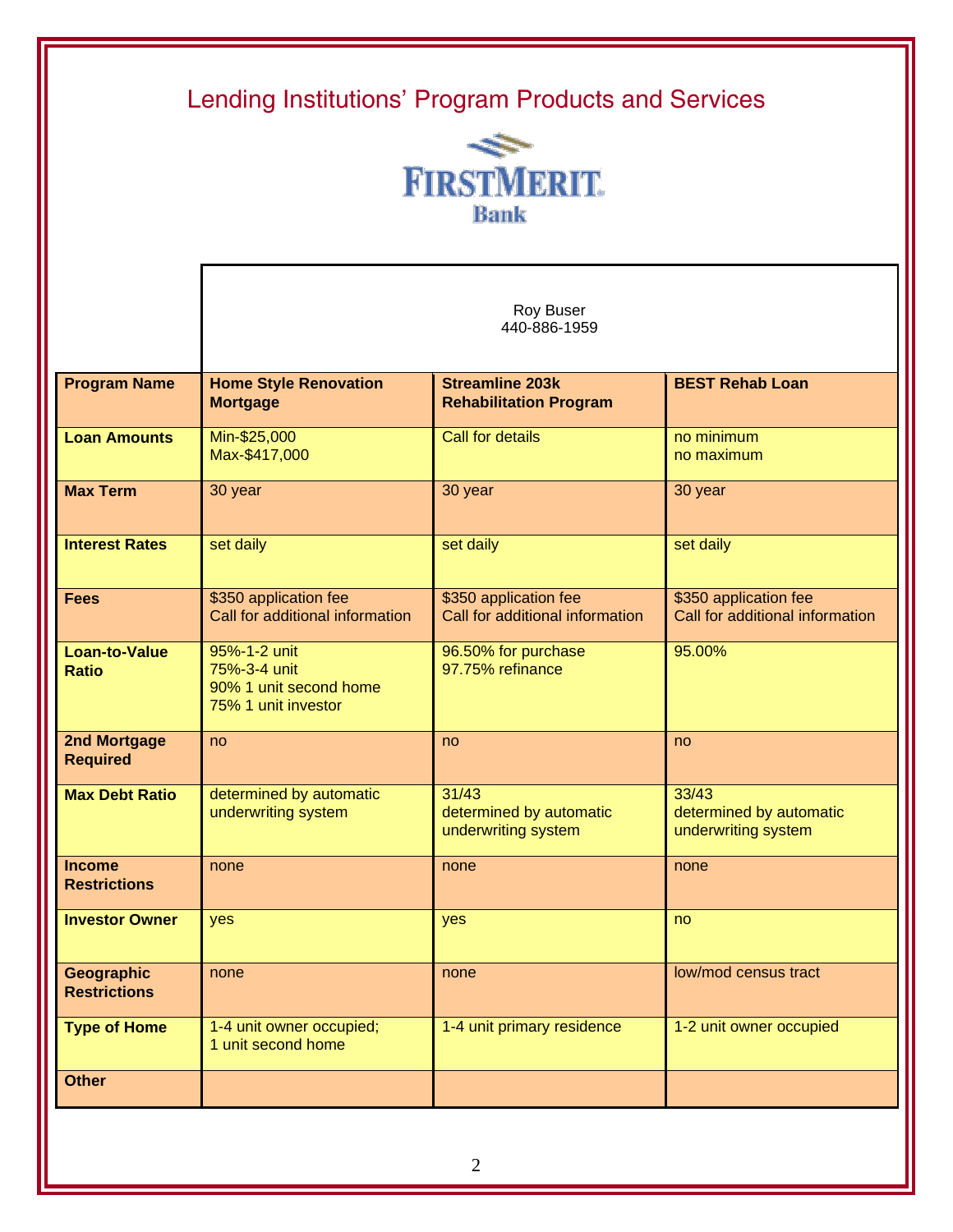# Lending Institutions' Program Products and Services

FIRSTMERIT Bank

Roy Buser
440-886-1959

| Program Name | Home Style Renovation Mortgage | Streamline 203k Rehabilitation Program | BEST Rehab Loan |
|---|---|---|---|
| Loan Amounts | Min-$25,000<br>Max-$417,000 | Call for details | no minimum<br>no maximum |
| Max Term | 30 year | 30 year | 30 year |
| Interest Rates | set daily | set daily | set daily |
| Fees | $350 application fee<br>Call for additional information | $350 application fee<br>Call for additional information | $350 application fee<br>Call for additional information |
| Loan-to-Value Ratio | 95%-1-2 unit<br>75%-3-4 unit<br>90% 1 unit second home<br>75% 1 unit investor | 96.50% for purchase<br>97.75% refinance | 95.00% |
| 2nd Mortgage Required | no | no | no |
| Max Debt Ratio | determined by automatic underwriting system | 31/43<br>determined by automatic underwriting system | 33/43<br>determined by automatic underwriting system |
| Income Restrictions | none | none | none |
| Investor Owner | yes | yes | no |
| Geographic Restrictions | none | none | low/mod census tract |
| Type of Home | 1-4 unit owner occupied;<br>1 unit second home | 1-4 unit primary residence | 1-2 unit owner occupied |
| Other | | | |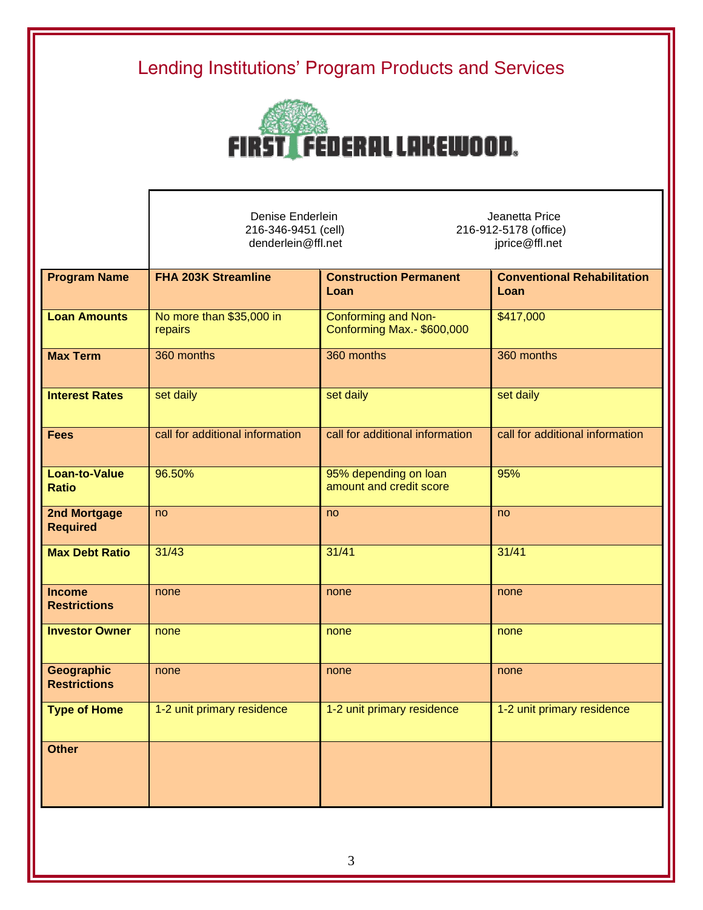# Lending Institutions' Program Products and Services

FIRST FEDERAL LAKEWOOD

| | Denise Enderlein<br>216-346-9451 (cell)<br>denderlein@ffl.net | | Jeanetta Price<br>216-912-5178 (office)<br>jprice@ffl.net |
|---|---|---|---|
| **Program Name** | **FHA 203K Streamline** | **Construction Permanent Loan** | **Conventional Rehabilitation Loan** |
| **Loan Amounts** | No more than $35,000 in repairs | Conforming and Non-Conforming Max.- $600,000 | $417,000 |
| **Max Term** | 360 months | 360 months | 360 months |
| **Interest Rates** | set daily | set daily | set daily |
| **Fees** | call for additional information | call for additional information | call for additional information |
| **Loan-to-Value Ratio** | 96.50% | 95% depending on loan amount and credit score | 95% |
| **2nd Mortgage Required** | no | no | no |
| **Max Debt Ratio** | 31/43 | 31/41 | 31/41 |
| **Income Restrictions** | none | none | none |
| **Investor Owner** | none | none | none |
| **Geographic Restrictions** | none | none | none |
| **Type of Home** | 1-2 unit primary residence | 1-2 unit primary residence | 1-2 unit primary residence |
| **Other** | | | |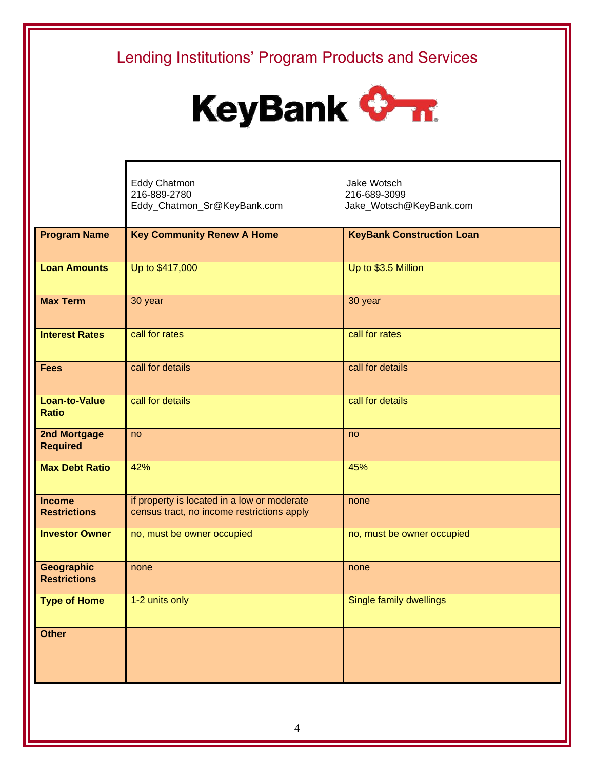# Lending Institutions' Program Products and Services

## KeyBank

| | Eddy Chatmon<br>216-889-2780<br>Eddy_Chatmon_Sr@KeyBank.com | Jake Wotsch<br>216-689-3099<br>Jake_Wotsch@KeyBank.com |
|---|---|---|
| **Program Name** | **Key Community Renew A Home** | **KeyBank Construction Loan** |
| **Loan Amounts** | Up to $417,000 | Up to $3.5 Million |
| **Max Term** | 30 year | 30 year |
| **Interest Rates** | call for rates | call for rates |
| **Fees** | call for details | call for details |
| **Loan-to-Value Ratio** | call for details | call for details |
| **2nd Mortgage Required** | no | no |
| **Max Debt Ratio** | 42% | 45% |
| **Income Restrictions** | if property is located in a low or moderate census tract, no income restrictions apply | none |
| **Investor Owner** | no, must be owner occupied | no, must be owner occupied |
| **Geographic Restrictions** | none | none |
| **Type of Home** | 1-2 units only | Single family dwellings |
| **Other** | | |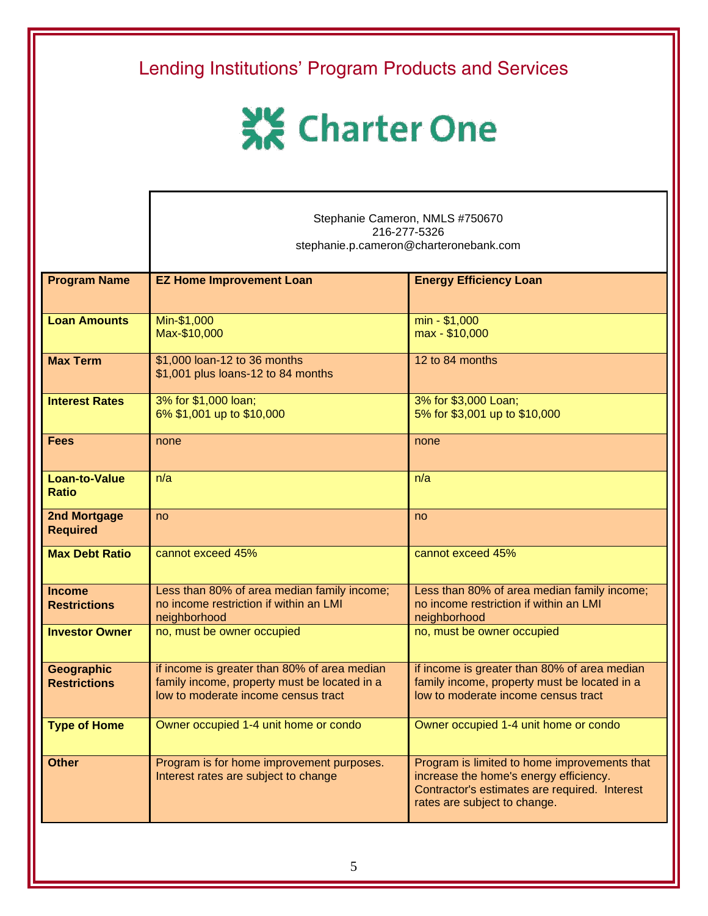# Lending Institutions' Program Products and Services

## Charter One

Stephanie Cameron, NMLS #750670
216-277-5326
stephanie.p.cameron@charteronebank.com

| Program Name | EZ Home Improvement Loan | Energy Efficiency Loan |
|---|---|---|
| Loan Amounts | Min-$1,000<br>Max-$10,000 | min - $1,000<br>max - $10,000 |
| Max Term | $1,000 loan-12 to 36 months<br>$1,001 plus loans-12 to 84 months | 12 to 84 months |
| Interest Rates | 3% for $1,000 loan;<br>6% $1,001 up to $10,000 | 3% for $3,000 Loan;<br>5% for $3,001 up to $10,000 |
| Fees | none | none |
| Loan-to-Value Ratio | n/a | n/a |
| 2nd Mortgage Required | no | no |
| Max Debt Ratio | cannot exceed 45% | cannot exceed 45% |
| Income Restrictions | Less than 80% of area median family income; no income restriction if within an LMI neighborhood | Less than 80% of area median family income; no income restriction if within an LMI neighborhood |
| Investor Owner | no, must be owner occupied | no, must be owner occupied |
| Geographic Restrictions | if income is greater than 80% of area median family income, property must be located in a low to moderate income census tract | if income is greater than 80% of area median family income, property must be located in a low to moderate income census tract |
| Type of Home | Owner occupied 1-4 unit home or condo | Owner occupied 1-4 unit home or condo |
| Other | Program is for home improvement purposes. Interest rates are subject to change | Program is limited to home improvements that increase the home's energy efficiency. Contractor's estimates are required. Interest rates are subject to change. |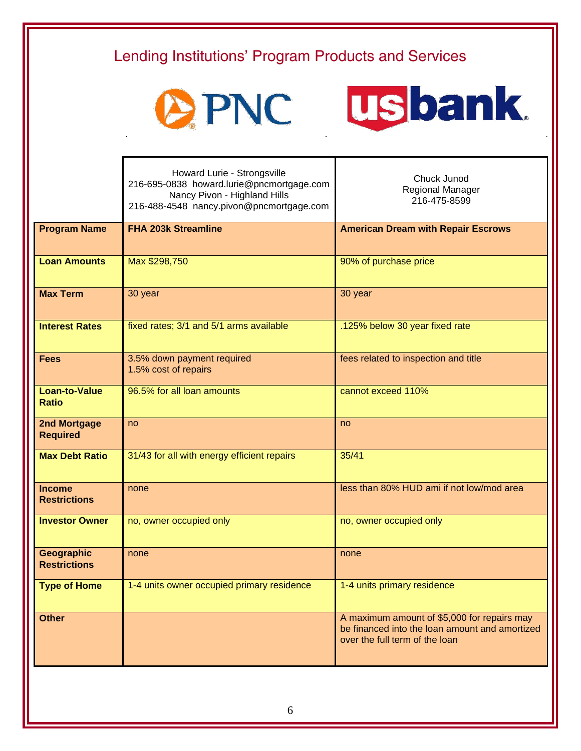# Lending Institutions' Program Products and Services

| | PNC | usbank |
|---|---|---|
| | Howard Lurie - Strongsville<br>216-695-0838 howard.lurie@pncmortgage.com<br>Nancy Pivon - Highland Hills<br>216-488-4548 nancy.pivon@pncmortgage.com | Chuck Junod<br>Regional Manager<br>216-475-8599 |
| **Program Name** | **FHA 203k Streamline** | **American Dream with Repair Escrows** |
| **Loan Amounts** | Max $298,750 | 90% of purchase price |
| **Max Term** | 30 year | 30 year |
| **Interest Rates** | fixed rates; 3/1 and 5/1 arms available | .125% below 30 year fixed rate |
| **Fees** | 3.5% down payment required<br>1.5% cost of repairs | fees related to inspection and title |
| **Loan-to-Value Ratio** | 96.5% for all loan amounts | cannot exceed 110% |
| **2nd Mortgage Required** | no | no |
| **Max Debt Ratio** | 31/43 for all with energy efficient repairs | 35/41 |
| **Income Restrictions** | none | less than 80% HUD ami if not low/mod area |
| **Investor Owner** | no, owner occupied only | no, owner occupied only |
| **Geographic Restrictions** | none | none |
| **Type of Home** | 1-4 units owner occupied primary residence | 1-4 units primary residence |
| **Other** | | A maximum amount of $5,000 for repairs may be financed into the loan amount and amortized over the full term of the loan |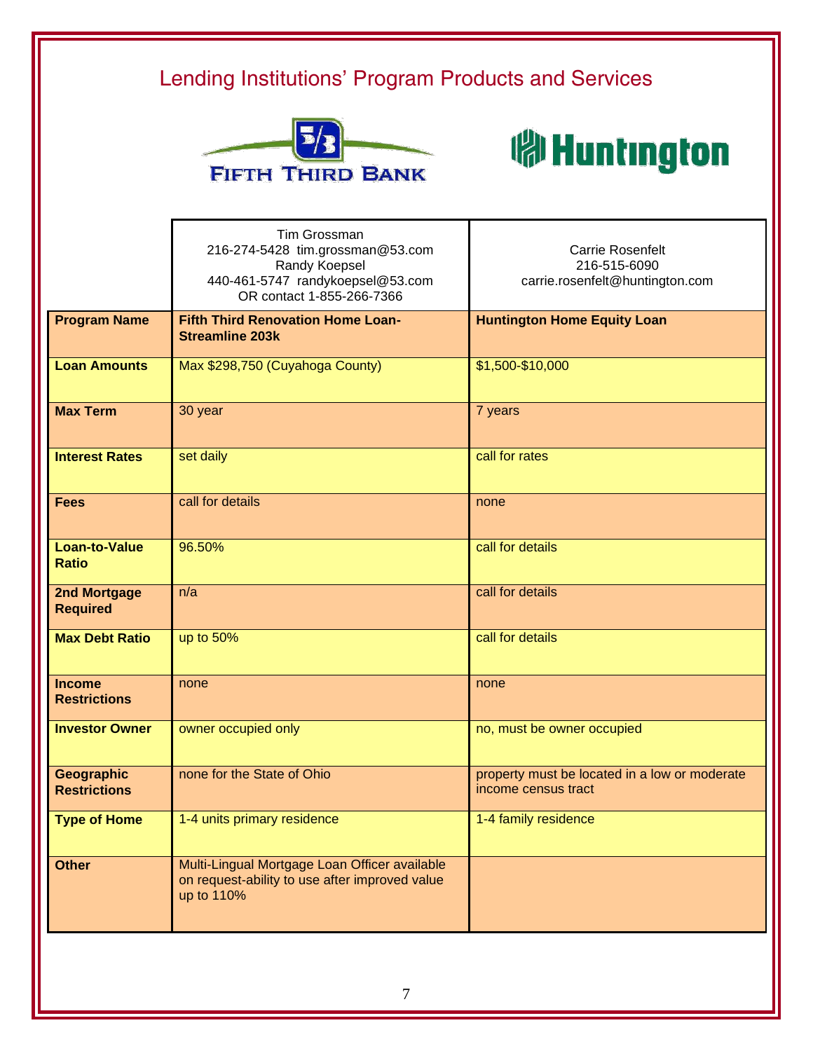# Lending Institutions' Program Products and Services

FIFTH THIRD BANK

Huntington

| | Tim Grossman<br>216-274-5428 tim.grossman@53.com<br>Randy Koepsel<br>440-461-5747 randykoepsel@53.com<br>OR contact 1-855-266-7366 | Carrie Rosenfelt<br>216-515-6090<br>carrie.rosenfelt@huntington.com |
|---|---|---|
| **Program Name** | **Fifth Third Renovation Home Loan-Streamline 203k** | **Huntington Home Equity Loan** |
| **Loan Amounts** | Max $298,750 (Cuyahoga County) | $1,500-$10,000 |
| **Max Term** | 30 year | 7 years |
| **Interest Rates** | set daily | call for rates |
| **Fees** | call for details | none |
| **Loan-to-Value Ratio** | 96.50% | call for details |
| **2nd Mortgage Required** | n/a | call for details |
| **Max Debt Ratio** | up to 50% | call for details |
| **Income Restrictions** | none | none |
| **Investor Owner** | owner occupied only | no, must be owner occupied |
| **Geographic Restrictions** | none for the State of Ohio | property must be located in a low or moderate income census tract |
| **Type of Home** | 1-4 units primary residence | 1-4 family residence |
| **Other** | Multi-Lingual Mortgage Loan Officer available on request-ability to use after improved value up to 110% | |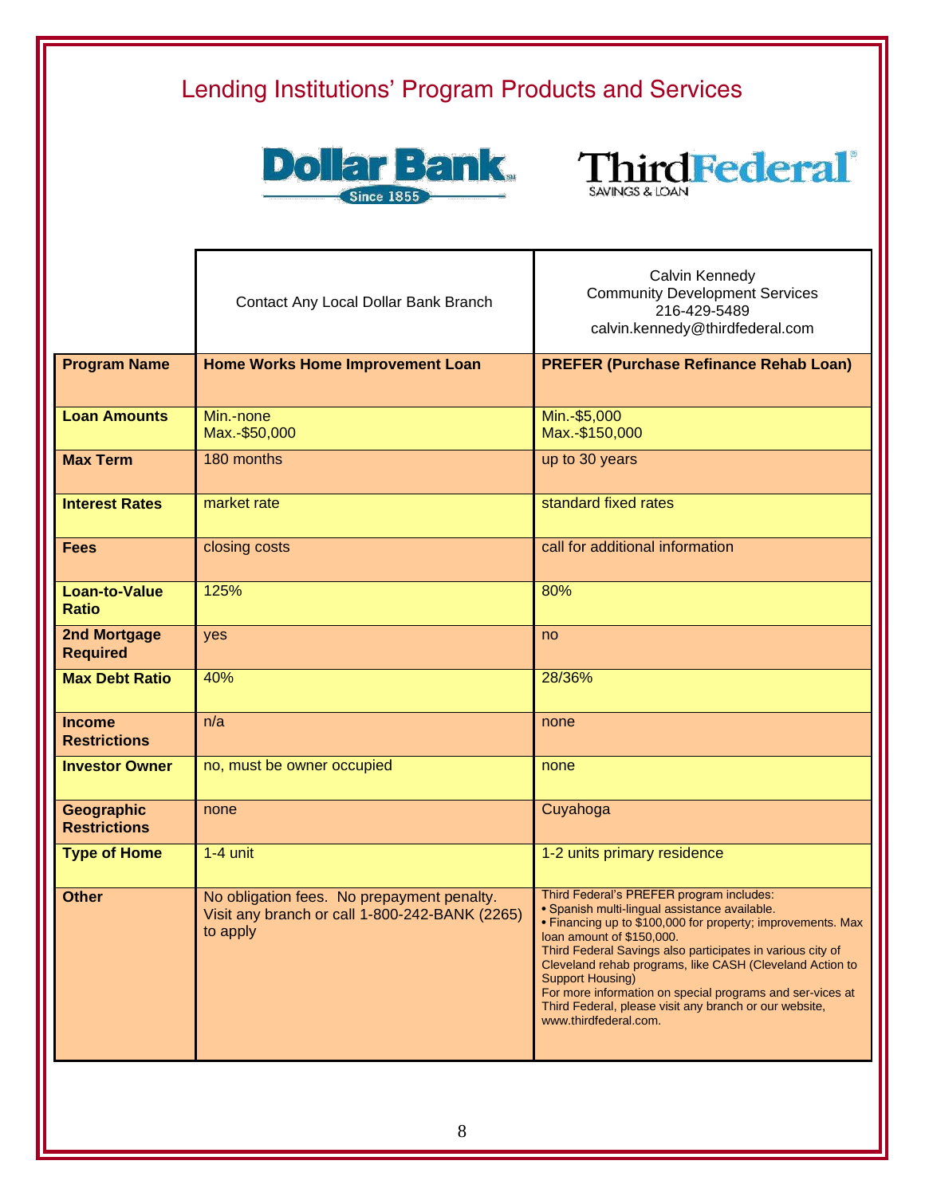# Lending Institutions' Program Products and Services

Dollar Bank Since 1855

ThirdFederal SAVINGS & LOAN

| | Contact Any Local Dollar Bank Branch | Calvin Kennedy<br>Community Development Services<br>216-429-5489<br>calvin.kennedy@thirdfederal.com |
|---|---|---|
| **Program Name** | **Home Works Home Improvement Loan** | **PREFER (Purchase Refinance Rehab Loan)** |
| **Loan Amounts** | Min.-none<br>Max.-$50,000 | Min.-$5,000<br>Max.-$150,000 |
| **Max Term** | 180 months | up to 30 years |
| **Interest Rates** | market rate | standard fixed rates |
| **Fees** | closing costs | call for additional information |
| **Loan-to-Value Ratio** | 125% | 80% |
| **2nd Mortgage Required** | yes | no |
| **Max Debt Ratio** | 40% | 28/36% |
| **Income Restrictions** | n/a | none |
| **Investor Owner** | no, must be owner occupied | none |
| **Geographic Restrictions** | none | Cuyahoga |
| **Type of Home** | 1-4 unit | 1-2 units primary residence |
| **Other** | No obligation fees. No prepayment penalty. Visit any branch or call 1-800-242-BANK (2265) to apply | Third Federal's PREFER program includes:<br>• Spanish multi-lingual assistance available.<br>• Financing up to $100,000 for property; improvements. Max loan amount of $150,000.<br>Third Federal Savings also participates in various city of Cleveland rehab programs, like CASH (Cleveland Action to Support Housing)<br>For more information on special programs and ser-vices at Third Federal, please visit any branch or our website, www.thirdfederal.com. |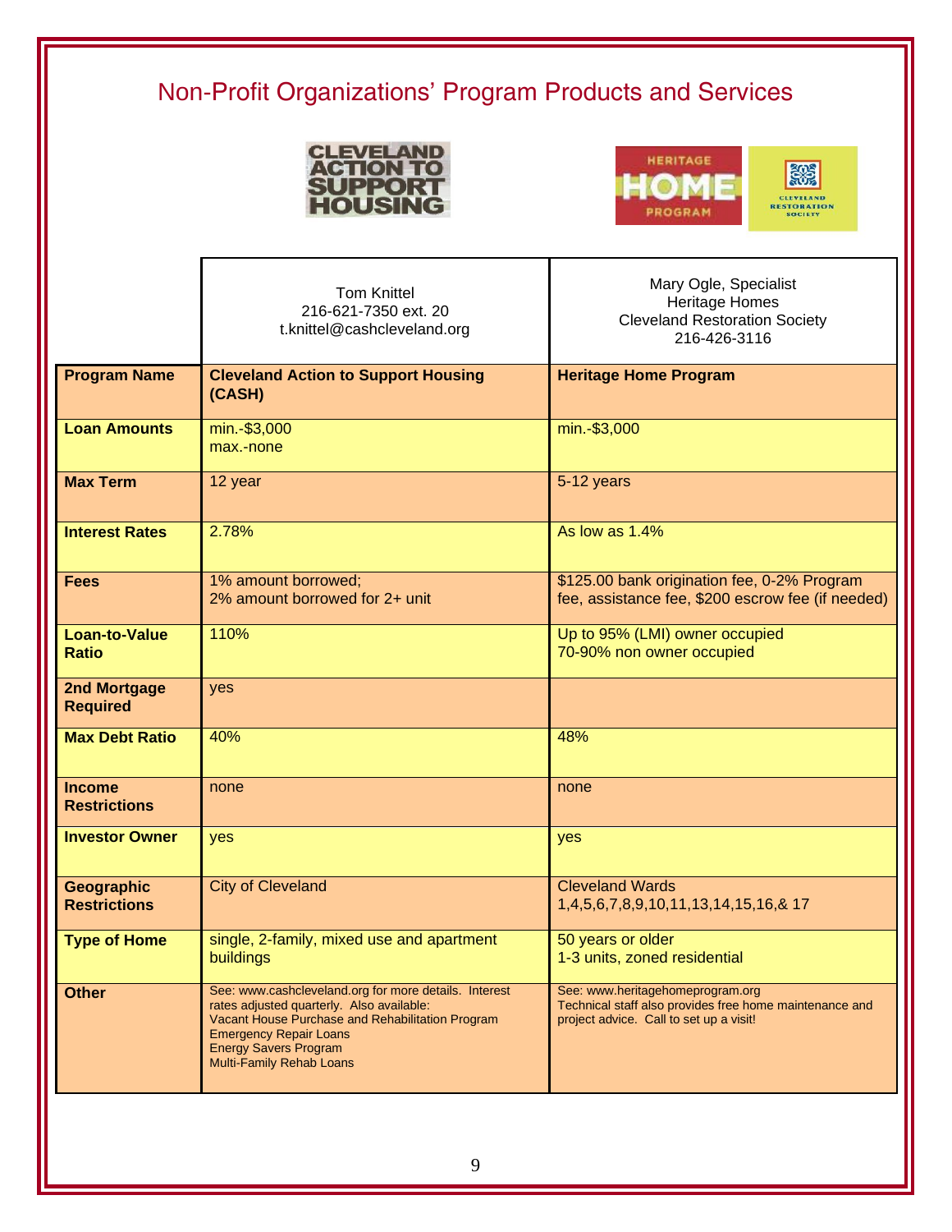# Non-Profit Organizations' Program Products and Services

| | Tom Knittel<br>216-621-7350 ext. 20<br>t.knittel@cashcleveland.org | Mary Ogle, Specialist<br>Heritage Homes<br>Cleveland Restoration Society<br>216-426-3116 |
|---|---|---|
| **Program Name** | **Cleveland Action to Support Housing (CASH)** | **Heritage Home Program** |
| **Loan Amounts** | min.-$3,000<br>max.-none | min.-$3,000 |
| **Max Term** | 12 year | 5-12 years |
| **Interest Rates** | 2.78% | As low as 1.4% |
| **Fees** | 1% amount borrowed;<br>2% amount borrowed for 2+ unit | $125.00 bank origination fee, 0-2% Program fee, assistance fee, $200 escrow fee (if needed) |
| **Loan-to-Value Ratio** | 110% | Up to 95% (LMI) owner occupied<br>70-90% non owner occupied |
| **2nd Mortgage Required** | yes | |
| **Max Debt Ratio** | 40% | 48% |
| **Income Restrictions** | none | none |
| **Investor Owner** | yes | yes |
| **Geographic Restrictions** | City of Cleveland | Cleveland Wards 1,4,5,6,7,8,9,10,11,13,14,15,16,& 17 |
| **Type of Home** | single, 2-family, mixed use and apartment buildings | 50 years or older<br>1-3 units, zoned residential |
| **Other** | See: www.cashcleveland.org for more details. Interest rates adjusted quarterly. Also available:<br>Vacant House Purchase and Rehabilitation Program<br>Emergency Repair Loans<br>Energy Savers Program<br>Multi-Family Rehab Loans | See: www.heritagehomeprogram.org<br>Technical staff also provides free home maintenance and project advice. Call to set up a visit! |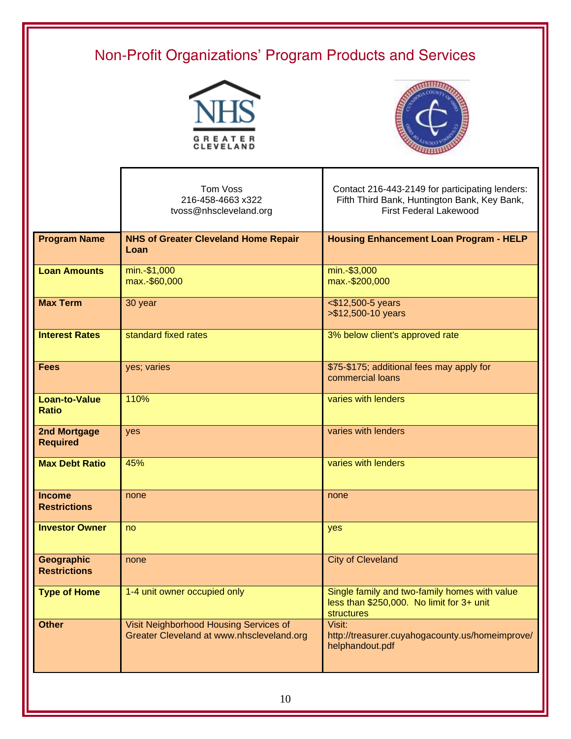# Non-Profit Organizations' Program Products and Services

| | NHS Greater Cleveland<br>Tom Voss<br>216-458-4663 x322<br>tvoss@nhscleveland.org | Contact 216-443-2149 for participating lenders: Fifth Third Bank, Huntington Bank, Key Bank, First Federal Lakewood |
|---|---|---|
| **Program Name** | **NHS of Greater Cleveland Home Repair Loan** | **Housing Enhancement Loan Program - HELP** |
| **Loan Amounts** | min.-$1,000<br>max.-$60,000 | min.-$3,000<br>max.-$200,000 |
| **Max Term** | 30 year | <$12,500-5 years<br>>$12,500-10 years |
| **Interest Rates** | standard fixed rates | 3% below client's approved rate |
| **Fees** | yes; varies | $75-$175; additional fees may apply for commercial loans |
| **Loan-to-Value Ratio** | 110% | varies with lenders |
| **2nd Mortgage Required** | yes | varies with lenders |
| **Max Debt Ratio** | 45% | varies with lenders |
| **Income Restrictions** | none | none |
| **Investor Owner** | no | yes |
| **Geographic Restrictions** | none | City of Cleveland |
| **Type of Home** | 1-4 unit owner occupied only | Single family and two-family homes with value less than $250,000. No limit for 3+ unit structures |
| **Other** | Visit Neighborhood Housing Services of Greater Cleveland at www.nhscleveland.org | Visit: http://treasurer.cuyahogacounty.us/homeimprove/helphandout.pdf |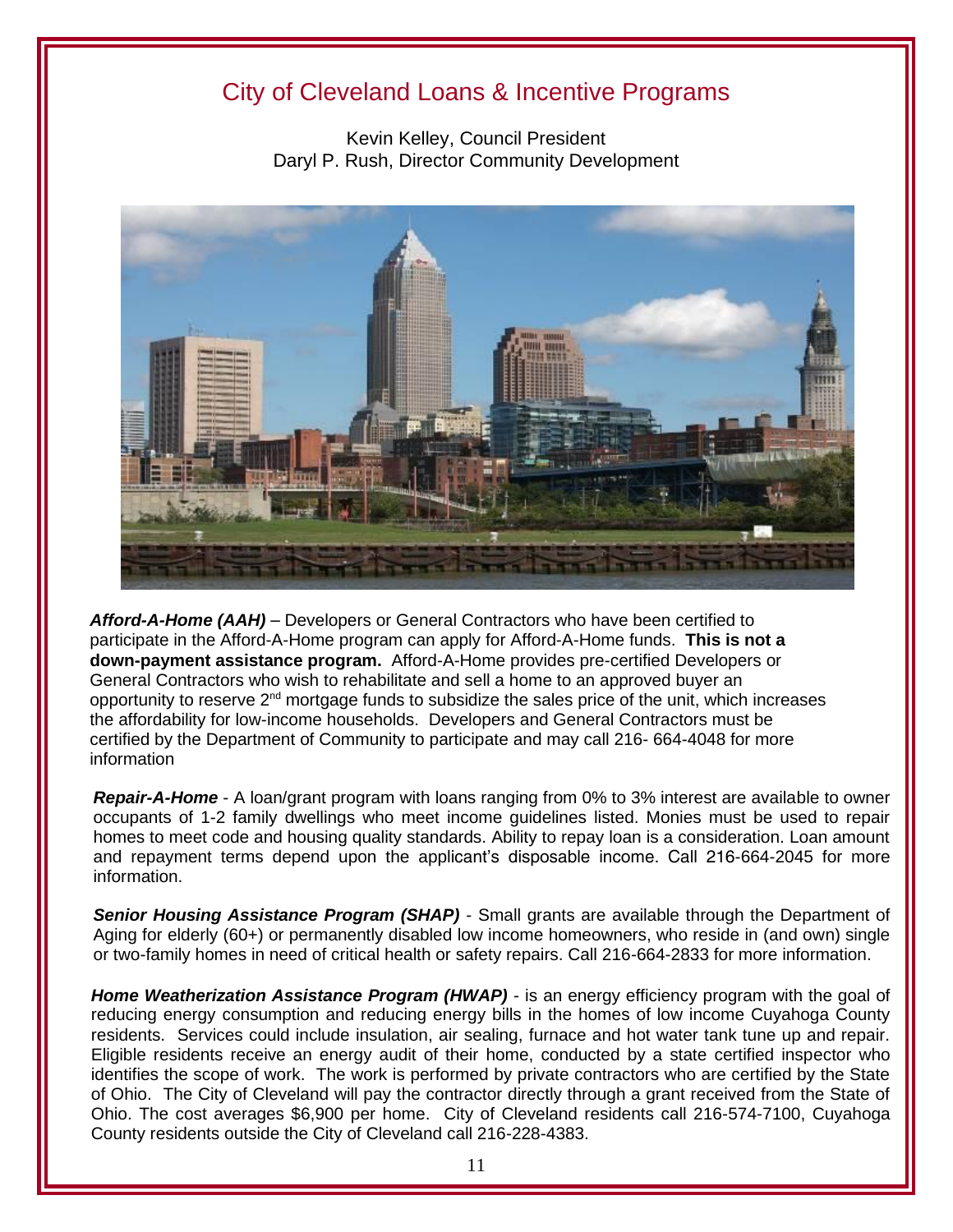# City of Cleveland Loans & Incentive Programs

Kevin Kelley, Council President
Daryl P. Rush, Director Community Development

***Afford-A-Home (AAH)*** – Developers or General Contractors who have been certified to participate in the Afford-A-Home program can apply for Afford-A-Home funds. **This is not a down-payment assistance program.** Afford-A-Home provides pre-certified Developers or General Contractors who wish to rehabilitate and sell a home to an approved buyer an opportunity to reserve 2nd mortgage funds to subsidize the sales price of the unit, which increases the affordability for low-income households. Developers and General Contractors must be certified by the Department of Community to participate and may call 216- 664-4048 for more information

***Repair-A-Home*** - A loan/grant program with loans ranging from 0% to 3% interest are available to owner occupants of 1-2 family dwellings who meet income guidelines listed. Monies must be used to repair homes to meet code and housing quality standards. Ability to repay loan is a consideration. Loan amount and repayment terms depend upon the applicant's disposable income. Call 216-664-2045 for more information.

***Senior Housing Assistance Program (SHAP)*** - Small grants are available through the Department of Aging for elderly (60+) or permanently disabled low income homeowners, who reside in (and own) single or two-family homes in need of critical health or safety repairs. Call 216-664-2833 for more information.

***Home Weatherization Assistance Program (HWAP)*** - is an energy efficiency program with the goal of reducing energy consumption and reducing energy bills in the homes of low income Cuyahoga County residents. Services could include insulation, air sealing, furnace and hot water tank tune up and repair. Eligible residents receive an energy audit of their home, conducted by a state certified inspector who identifies the scope of work. The work is performed by private contractors who are certified by the State of Ohio. The City of Cleveland will pay the contractor directly through a grant received from the State of Ohio. The cost averages $6,900 per home. City of Cleveland residents call 216-574-7100, Cuyahoga County residents outside the City of Cleveland call 216-228-4383.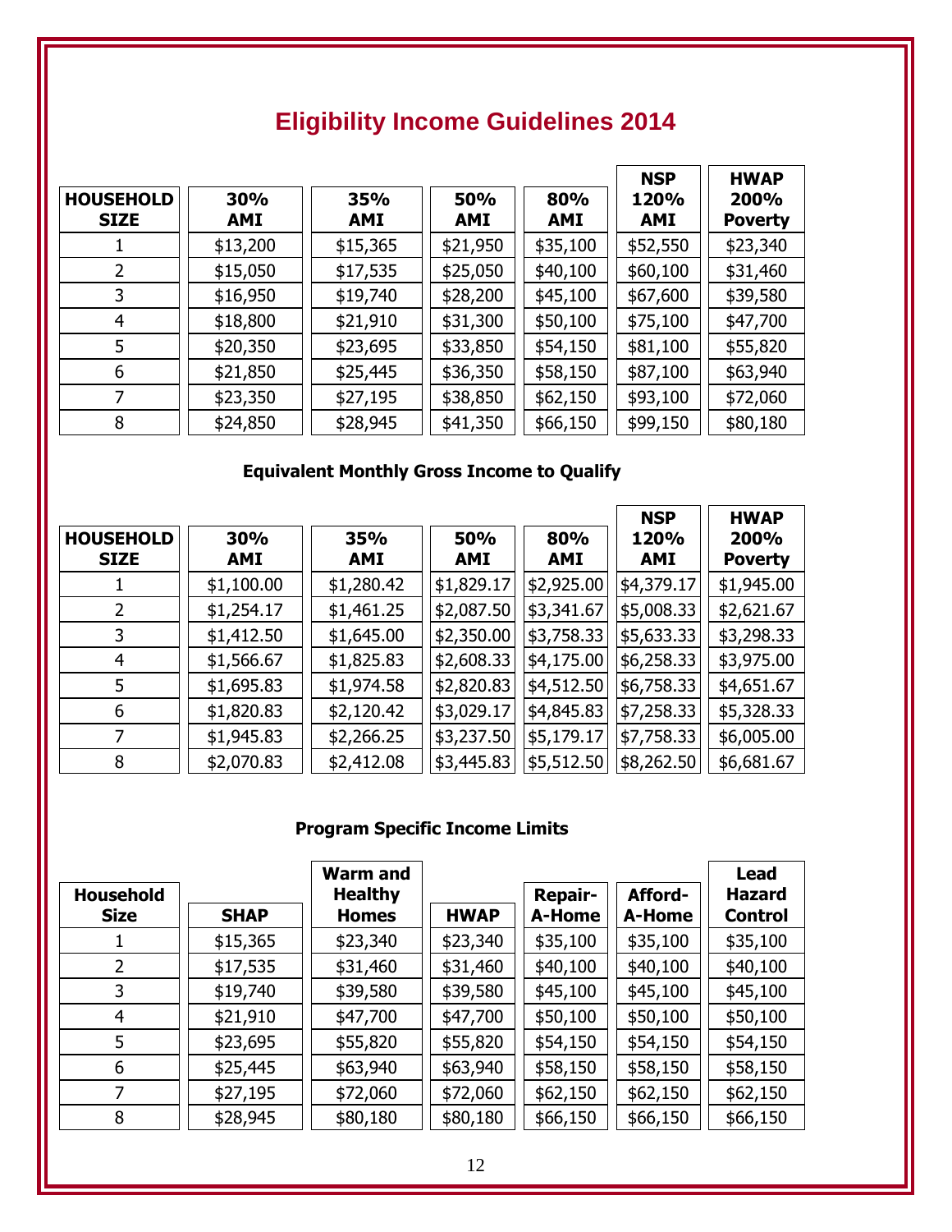# Eligibility Income Guidelines 2014

| HOUSEHOLD SIZE | 30% AMI | 35% AMI | 50% AMI | 80% AMI | NSP 120% AMI | HWAP 200% Poverty |
|---|---|---|---|---|---|---|
| 1 | $13,200 | $15,365 | $21,950 | $35,100 | $52,550 | $23,340 |
| 2 | $15,050 | $17,535 | $25,050 | $40,100 | $60,100 | $31,460 |
| 3 | $16,950 | $19,740 | $28,200 | $45,100 | $67,600 | $39,580 |
| 4 | $18,800 | $21,910 | $31,300 | $50,100 | $75,100 | $47,700 |
| 5 | $20,350 | $23,695 | $33,850 | $54,150 | $81,100 | $55,820 |
| 6 | $21,850 | $25,445 | $36,350 | $58,150 | $87,100 | $63,940 |
| 7 | $23,350 | $27,195 | $38,850 | $62,150 | $93,100 | $72,060 |
| 8 | $24,850 | $28,945 | $41,350 | $66,150 | $99,150 | $80,180 |

**Equivalent Monthly Gross Income to Qualify**

| HOUSEHOLD SIZE | 30% AMI | 35% AMI | 50% AMI | 80% AMI | NSP 120% AMI | HWAP 200% Poverty |
|---|---|---|---|---|---|---|
| 1 | $1,100.00 | $1,280.42 | $1,829.17 | $2,925.00 | $4,379.17 | $1,945.00 |
| 2 | $1,254.17 | $1,461.25 | $2,087.50 | $3,341.67 | $5,008.33 | $2,621.67 |
| 3 | $1,412.50 | $1,645.00 | $2,350.00 | $3,758.33 | $5,633.33 | $3,298.33 |
| 4 | $1,566.67 | $1,825.83 | $2,608.33 | $4,175.00 | $6,258.33 | $3,975.00 |
| 5 | $1,695.83 | $1,974.58 | $2,820.83 | $4,512.50 | $6,758.33 | $4,651.67 |
| 6 | $1,820.83 | $2,120.42 | $3,029.17 | $4,845.83 | $7,258.33 | $5,328.33 |
| 7 | $1,945.83 | $2,266.25 | $3,237.50 | $5,179.17 | $7,758.33 | $6,005.00 |
| 8 | $2,070.83 | $2,412.08 | $3,445.83 | $5,512.50 | $8,262.50 | $6,681.67 |

**Program Specific Income Limits**

| Household Size | SHAP | Warm and Healthy Homes | HWAP | Repair-A-Home | Afford-A-Home | Lead Hazard Control |
|---|---|---|---|---|---|---|
| 1 | $15,365 | $23,340 | $23,340 | $35,100 | $35,100 | $35,100 |
| 2 | $17,535 | $31,460 | $31,460 | $40,100 | $40,100 | $40,100 |
| 3 | $19,740 | $39,580 | $39,580 | $45,100 | $45,100 | $45,100 |
| 4 | $21,910 | $47,700 | $47,700 | $50,100 | $50,100 | $50,100 |
| 5 | $23,695 | $55,820 | $55,820 | $54,150 | $54,150 | $54,150 |
| 6 | $25,445 | $63,940 | $63,940 | $58,150 | $58,150 | $58,150 |
| 7 | $27,195 | $72,060 | $72,060 | $62,150 | $62,150 | $62,150 |
| 8 | $28,945 | $80,180 | $80,180 | $66,150 | $66,150 | $66,150 |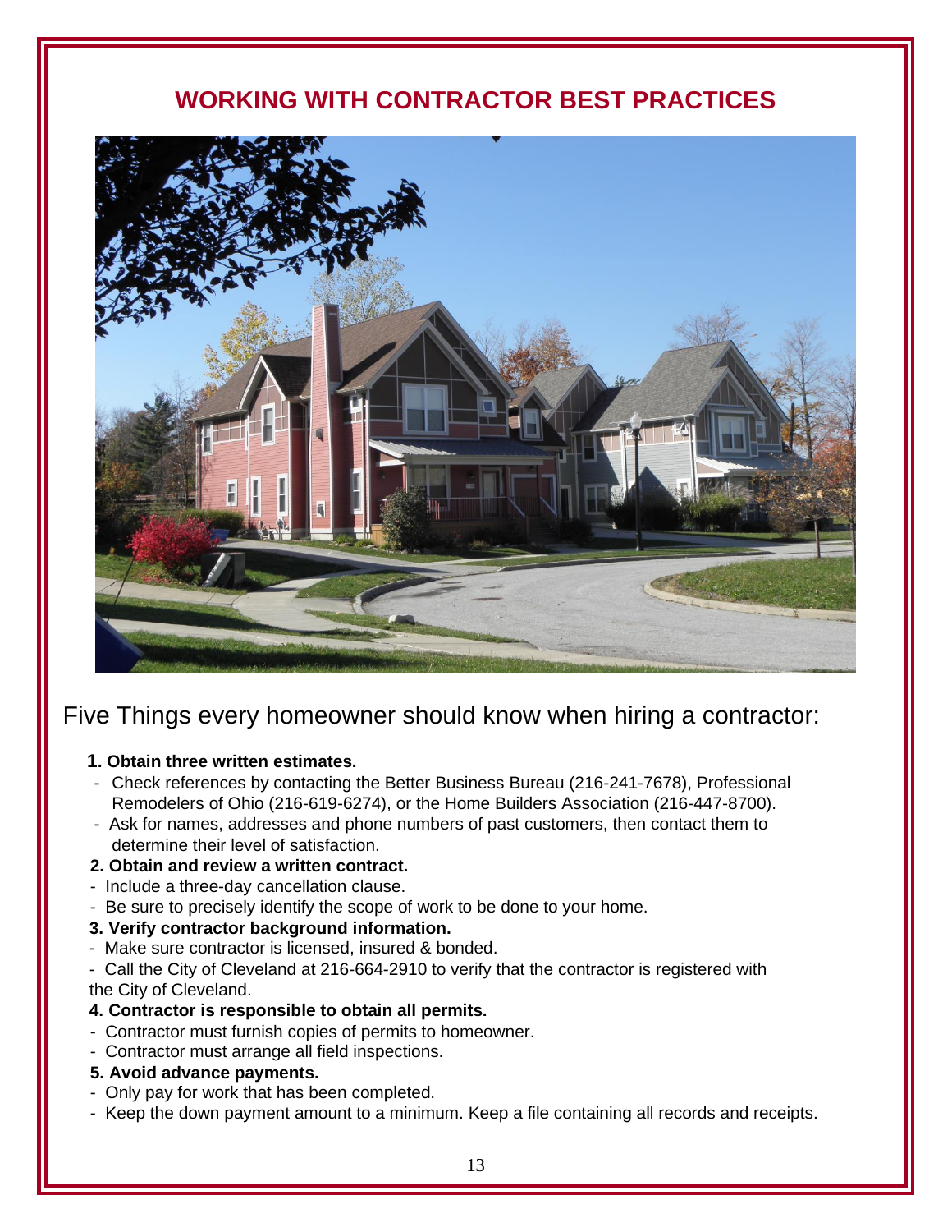# WORKING WITH CONTRACTOR BEST PRACTICES

## Five Things every homeowner should know when hiring a contractor:

**1. Obtain three written estimates.**

- Check references by contacting the Better Business Bureau (216-241-7678), Professional Remodelers of Ohio (216-619-6274), or the Home Builders Association (216-447-8700).
- Ask for names, addresses and phone numbers of past customers, then contact them to determine their level of satisfaction.

**2. Obtain and review a written contract.**

- Include a three-day cancellation clause.
- Be sure to precisely identify the scope of work to be done to your home.

**3. Verify contractor background information.**

- Make sure contractor is licensed, insured & bonded.
- Call the City of Cleveland at 216-664-2910 to verify that the contractor is registered with the City of Cleveland.

**4. Contractor is responsible to obtain all permits.**

- Contractor must furnish copies of permits to homeowner.
- Contractor must arrange all field inspections.

**5. Avoid advance payments.**

- Only pay for work that has been completed.
- Keep the down payment amount to a minimum. Keep a file containing all records and receipts.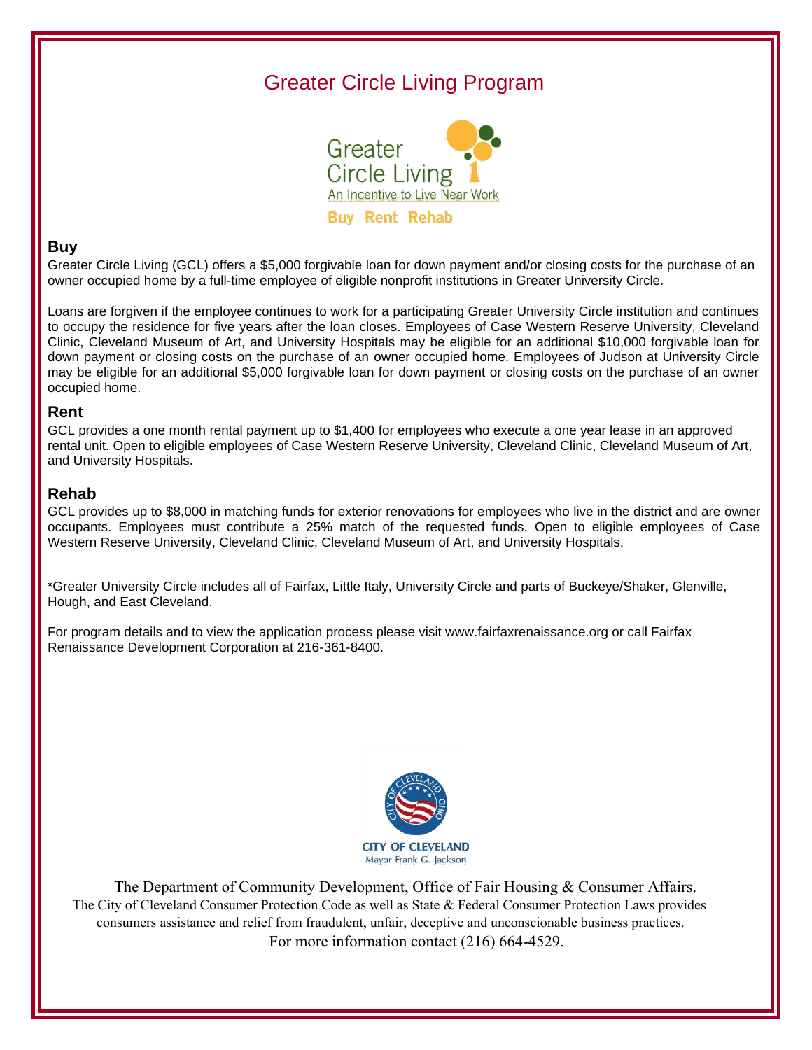# Greater Circle Living Program

Greater Circle Living
An Incentive to Live Near Work

Buy Rent Rehab

## Buy

Greater Circle Living (GCL) offers a $5,000 forgivable loan for down payment and/or closing costs for the purchase of an owner occupied home by a full-time employee of eligible nonprofit institutions in Greater University Circle.

Loans are forgiven if the employee continues to work for a participating Greater University Circle institution and continues to occupy the residence for five years after the loan closes. Employees of Case Western Reserve University, Cleveland Clinic, Cleveland Museum of Art, and University Hospitals may be eligible for an additional $10,000 forgivable loan for down payment or closing costs on the purchase of an owner occupied home. Employees of Judson at University Circle may be eligible for an additional $5,000 forgivable loan for down payment or closing costs on the purchase of an owner occupied home.

## Rent

GCL provides a one month rental payment up to $1,400 for employees who execute a one year lease in an approved rental unit. Open to eligible employees of Case Western Reserve University, Cleveland Clinic, Cleveland Museum of Art, and University Hospitals.

## Rehab

GCL provides up to $8,000 in matching funds for exterior renovations for employees who live in the district and are owner occupants. Employees must contribute a 25% match of the requested funds. Open to eligible employees of Case Western Reserve University, Cleveland Clinic, Cleveland Museum of Art, and University Hospitals.

*Greater University Circle includes all of Fairfax, Little Italy, University Circle and parts of Buckeye/Shaker, Glenville, Hough, and East Cleveland.

For program details and to view the application process please visit www.fairfaxrenaissance.org or call Fairfax Renaissance Development Corporation at 216-361-8400.

CITY OF CLEVELAND
Mayor Frank G. Jackson

The Department of Community Development, Office of Fair Housing & Consumer Affairs.
The City of Cleveland Consumer Protection Code as well as State & Federal Consumer Protection Laws provides consumers assistance and relief from fraudulent, unfair, deceptive and unconscionable business practices.
For more information contact (216) 664-4529.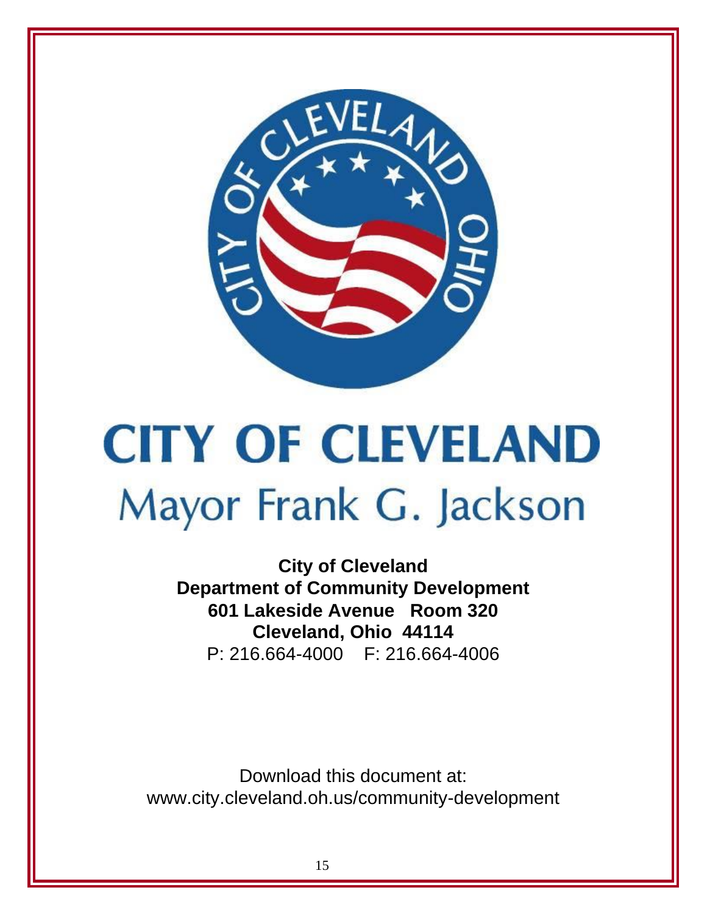# CITY OF CLEVELAND

## Mayor Frank G. Jackson

**City of Cleveland**
**Department of Community Development**
**601 Lakeside Avenue Room 320**
**Cleveland, Ohio 44114**
P: 216.664-4000 F: 216.664-4006

Download this document at:
www.city.cleveland.oh.us/community-development